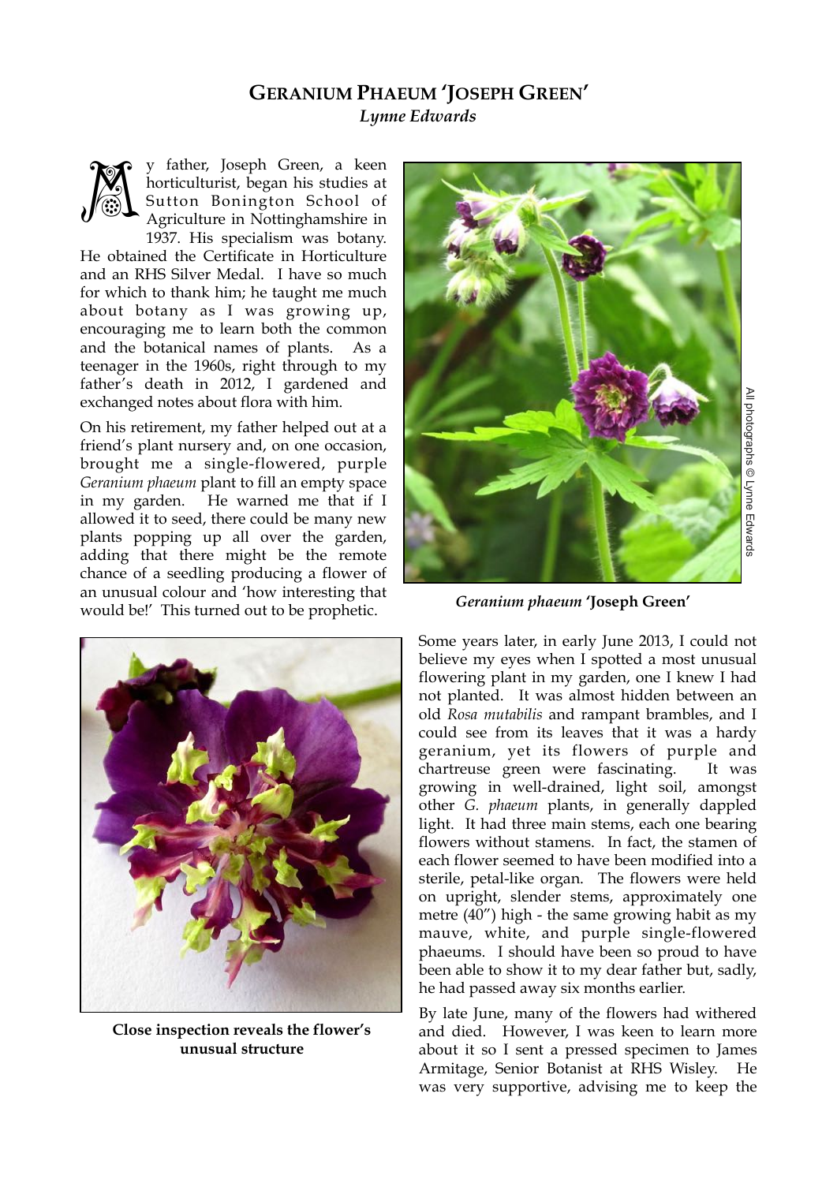# GERANIUM PHAEUM 'JOSEPH GREEN'

***Lynne Edwards***

My father, Joseph Green, a keen horticulturist, began his studies at Sutton Bonington School of Agriculture in Nottinghamshire in 1937. His specialism was botany. He obtained the Certificate in Horticulture and an RHS Silver Medal. I have so much for which to thank him; he taught me much about botany as I was growing up, encouraging me to learn both the common and the botanical names of plants. As a teenager in the 1960s, right through to my father's death in 2012, I gardened and exchanged notes about flora with him.

On his retirement, my father helped out at a friend's plant nursery and, on one occasion, brought me a single-flowered, purple *Geranium phaeum* plant to fill an empty space in my garden. He warned me that if I allowed it to seed, there could be many new plants popping up all over the garden, adding that there might be the remote chance of a seedling producing a flower of an unusual colour and 'how interesting that would be!' This turned out to be prophetic.

***Geranium phaeum* 'Joseph Green'**

All photographs © Lynne Edwards

**Close inspection reveals the flower's unusual structure**

Some years later, in early June 2013, I could not believe my eyes when I spotted a most unusual flowering plant in my garden, one I knew I had not planted. It was almost hidden between an old *Rosa mutabilis* and rampant brambles, and I could see from its leaves that it was a hardy geranium, yet its flowers of purple and chartreuse green were fascinating. It was growing in well-drained, light soil, amongst other *G. phaeum* plants, in generally dappled light. It had three main stems, each one bearing flowers without stamens. In fact, the stamen of each flower seemed to have been modified into a sterile, petal-like organ. The flowers were held on upright, slender stems, approximately one metre (40") high - the same growing habit as my mauve, white, and purple single-flowered phaeums. I should have been so proud to have been able to show it to my dear father but, sadly, he had passed away six months earlier.

By late June, many of the flowers had withered and died. However, I was keen to learn more about it so I sent a pressed specimen to James Armitage, Senior Botanist at RHS Wisley. He was very supportive, advising me to keep the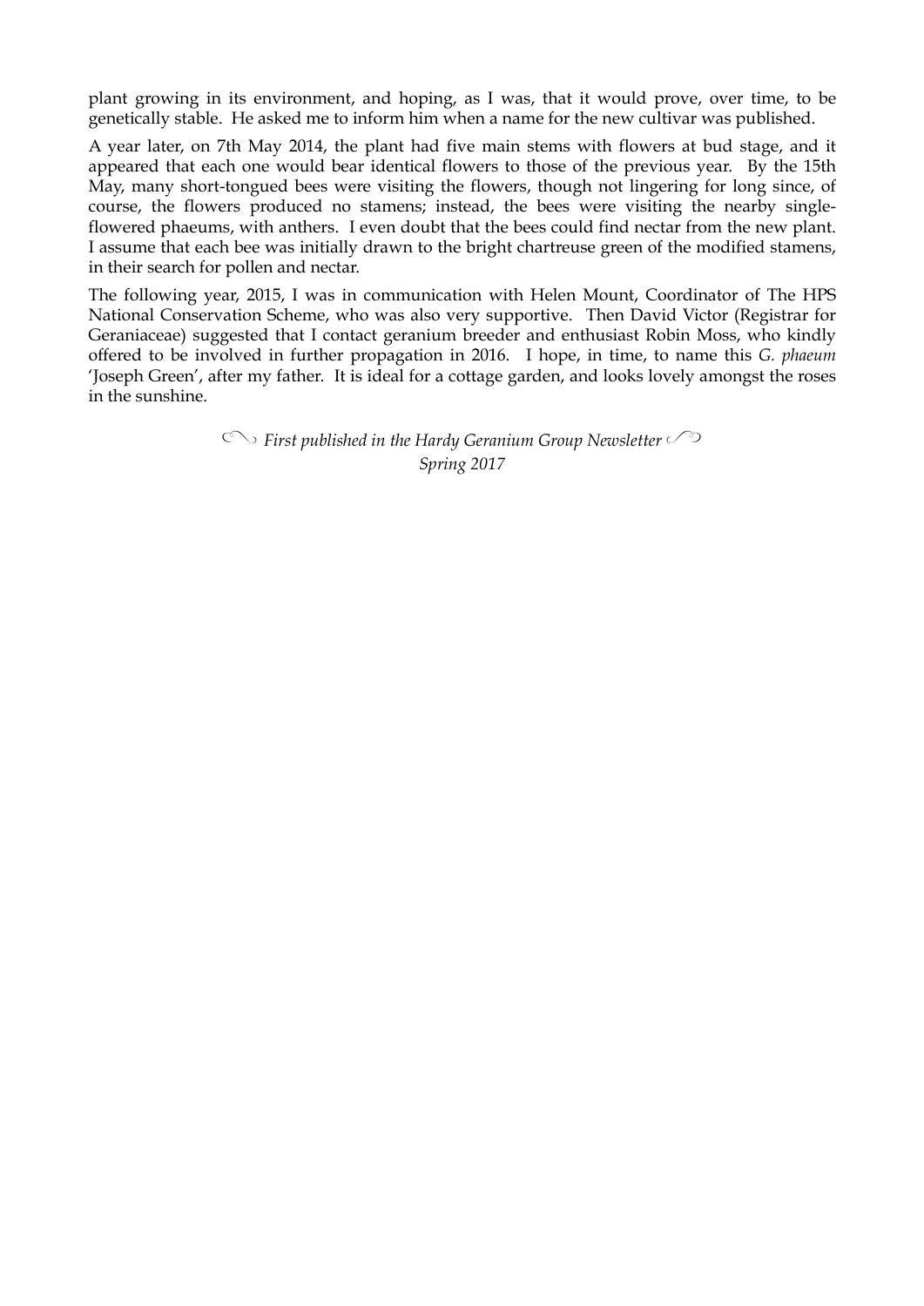plant growing in its environment, and hoping, as I was, that it would prove, over time, to be genetically stable. He asked me to inform him when a name for the new cultivar was published.

A year later, on 7th May 2014, the plant had five main stems with flowers at bud stage, and it appeared that each one would bear identical flowers to those of the previous year. By the 15th May, many short-tongued bees were visiting the flowers, though not lingering for long since, of course, the flowers produced no stamens; instead, the bees were visiting the nearby single-flowered phaeums, with anthers. I even doubt that the bees could find nectar from the new plant. I assume that each bee was initially drawn to the bright chartreuse green of the modified stamens, in their search for pollen and nectar.

The following year, 2015, I was in communication with Helen Mount, Coordinator of The HPS National Conservation Scheme, who was also very supportive. Then David Victor (Registrar for Geraniaceae) suggested that I contact geranium breeder and enthusiast Robin Moss, who kindly offered to be involved in further propagation in 2016. I hope, in time, to name this *G. phaeum* 'Joseph Green', after my father. It is ideal for a cottage garden, and looks lovely amongst the roses in the sunshine.

*First published in the Hardy Geranium Group Newsletter*
*Spring 2017*